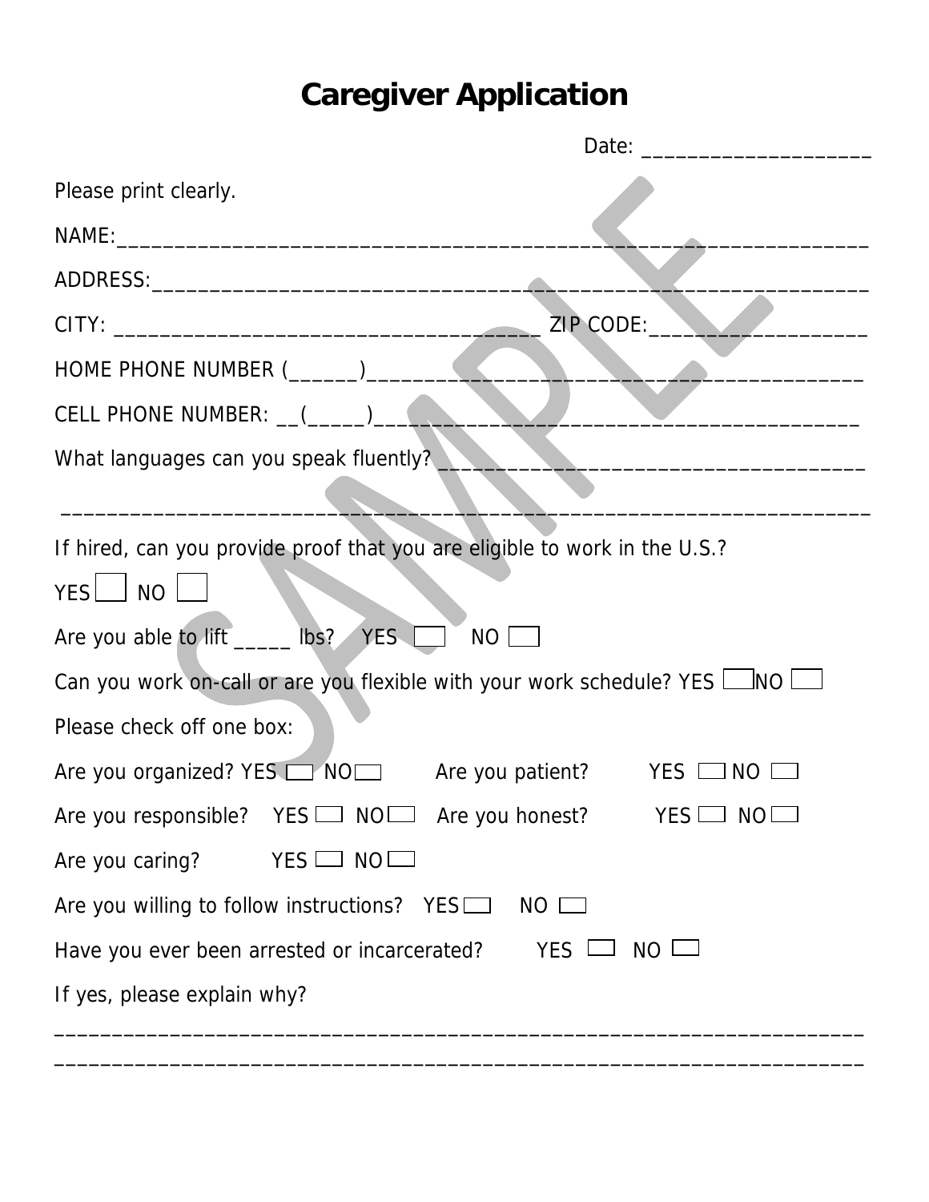# Caregiver Application

Date: ____________________

Please print clearly.

NAME:_______________________________________________________________________

ADDRESS:____________________________________________________________________

CITY: ____________________________________ ZIP CODE:____________________

HOME PHONE NUMBER (______)____________________________________________

CELL PHONE NUMBER: __(_____)__________________________________________

What languages can you speak fluently? _____________________________________

___________________________________________________________________________

If hired, can you provide proof that you are eligible to work in the U.S.?

YES ☐ NO ☐

Are you able to lift _____ lbs? YES ☐ NO ☐

Can you work on-call or are you flexible with your work schedule? YES ☐ NO ☐

Please check off one box:

Are you organized? YES ☐ NO ☐ Are you patient? YES ☐ NO ☐

Are you responsible? YES ☐ NO ☐ Are you honest? YES ☐ NO ☐

Are you caring? YES ☐ NO ☐

Are you willing to follow instructions? YES ☐ NO ☐

Have you ever been arrested or incarcerated? YES ☐ NO ☐

If yes, please explain why?

___________________________________________________________________________

___________________________________________________________________________

SAMPLE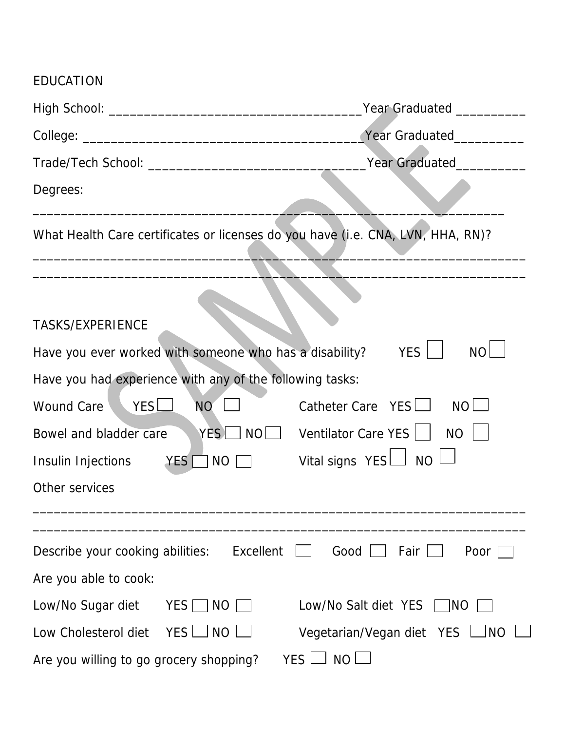## EDUCATION

High School: ___________________________________ Year Graduated __________

College: _______________________________________ Year Graduated __________

Trade/Tech School: ______________________________ Year Graduated __________

Degrees:

______________________________________________________________________

What Health Care certificates or licenses do you have (i.e. CNA, LVN, HHA, RN)?

______________________________________________________________________

______________________________________________________________________

## TASKS/EXPERIENCE

Have you ever worked with someone who has a disability? YES ☐ NO ☐

Have you had experience with any of the following tasks:

Wound Care YES ☐ NO ☐

Catheter Care YES ☐ NO ☐

Bowel and bladder care YES ☐ NO ☐

Ventilator Care YES ☐ NO ☐

Insulin Injections YES ☐ NO ☐

Vital signs YES ☐ NO ☐

Other services

______________________________________________________________________

______________________________________________________________________

Describe your cooking abilities: Excellent ☐ Good ☐ Fair ☐ Poor ☐

Are you able to cook:

Low/No Sugar diet YES ☐ NO ☐

Low/No Salt diet YES ☐ NO ☐

Low Cholesterol diet YES ☐ NO ☐

Vegetarian/Vegan diet YES ☐ NO ☐

Are you willing to go grocery shopping? YES ☐ NO ☐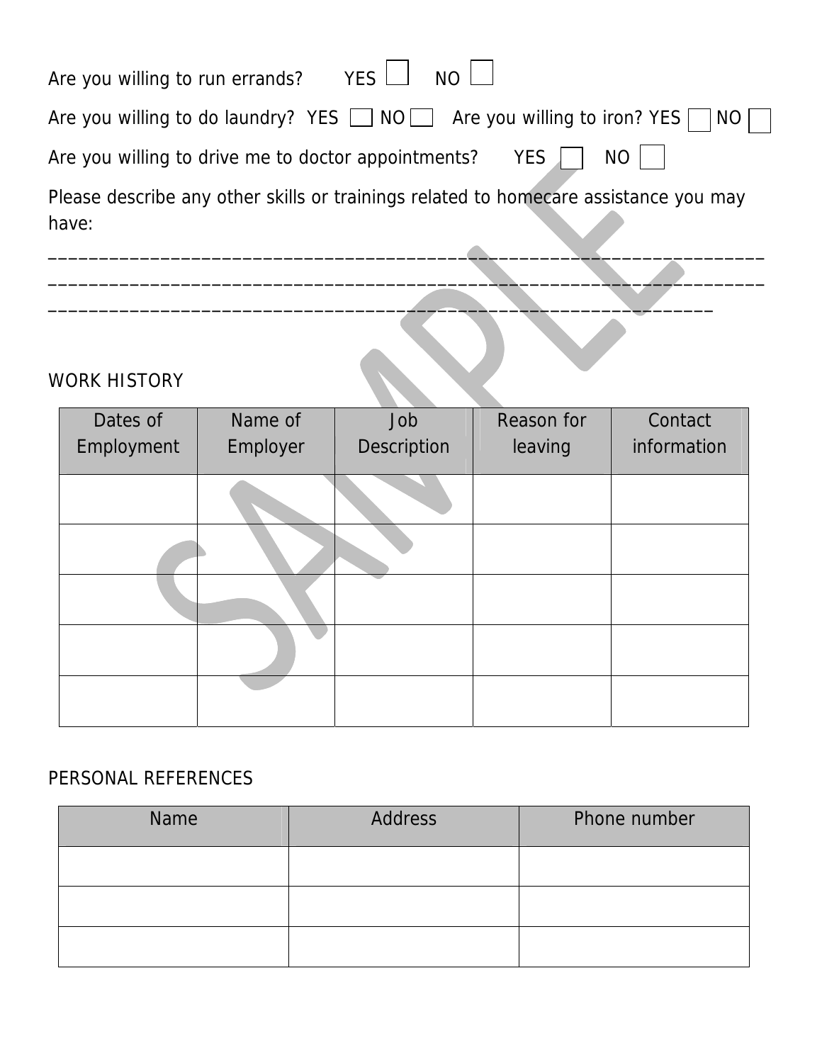Are you willing to run errands? YES ☐ NO ☐

Are you willing to do laundry? YES ☐ NO ☐ Are you willing to iron? YES ☐ NO ☐

Are you willing to drive me to doctor appointments? YES ☐ NO ☐

Please describe any other skills or trainings related to homecare assistance you may have:

___________________________________________________________________________
___________________________________________________________________________
_____________________________________________________________________

WORK HISTORY

| Dates of Employment | Name of Employer | Job Description | Reason for leaving | Contact information |
|---|---|---|---|---|
| | | | | |
| | | | | |
| | | | | |
| | | | | |
| | | | | |

PERSONAL REFERENCES

| Name | Address | Phone number |
|---|---|---|
| | | |
| | | |
| | | |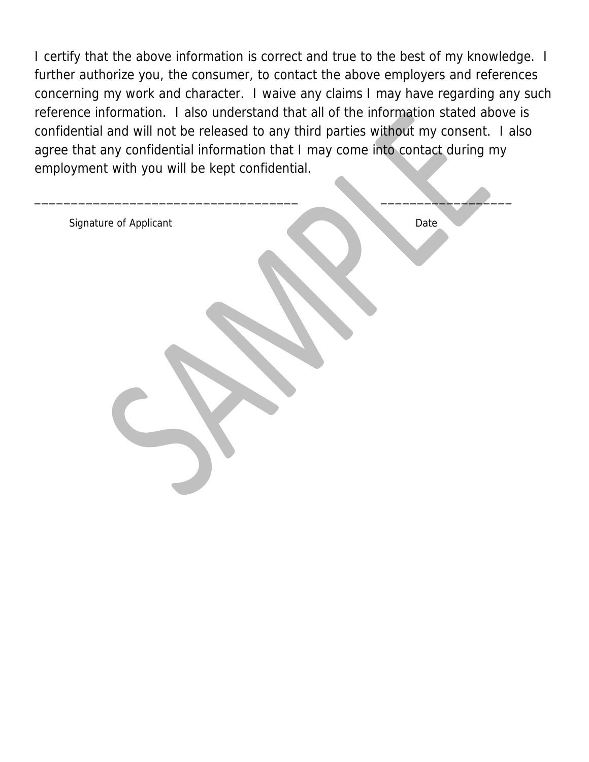I certify that the above information is correct and true to the best of my knowledge. I further authorize you, the consumer, to contact the above employers and references concerning my work and character. I waive any claims I may have regarding any such reference information. I also understand that all of the information stated above is confidential and will not be released to any third parties without my consent. I also agree that any confidential information that I may come into contact during my employment with you will be kept confidential.

____________________________________ __________________

Signature of Applicant Date